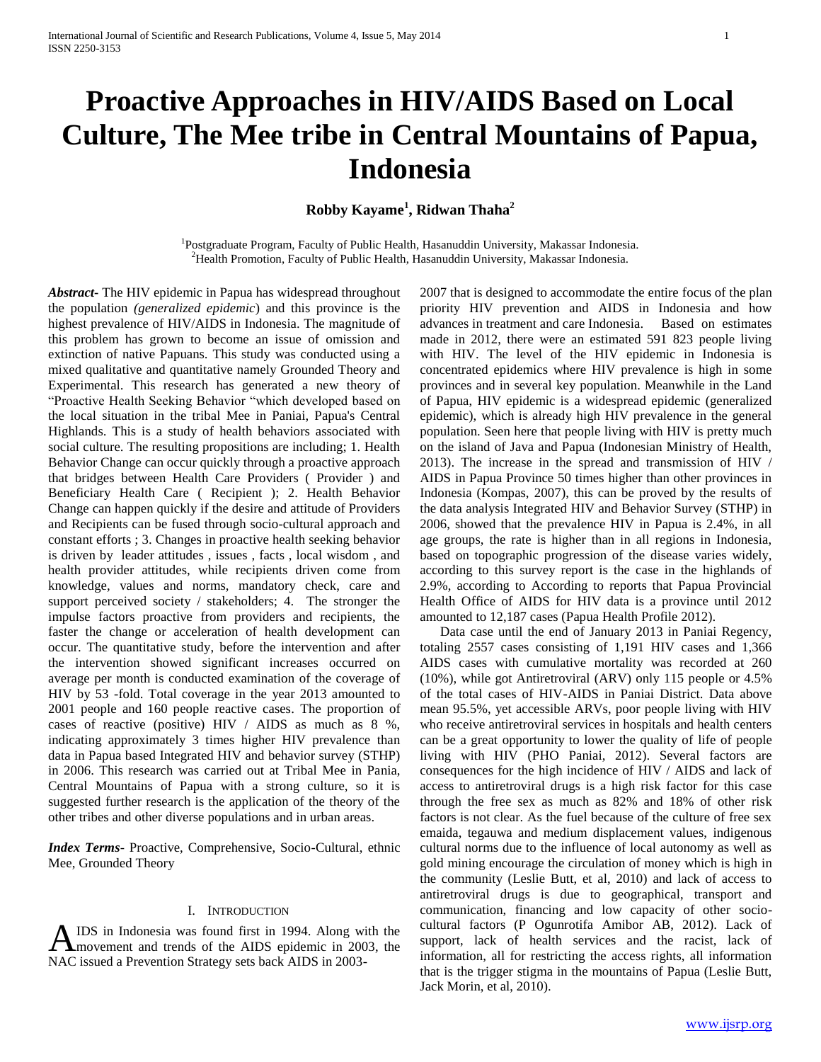# Proactive Approaches in HIV/AIDS Based on Local Culture, The Mee tribe in Central Mountains of Papua, Indonesia

**Robby Kayame[1], Ridwan Thaha[2]**

[1]Postgraduate Program, Faculty of Public Health, Hasanuddin University, Makassar Indonesia.
[2]Health Promotion, Faculty of Public Health, Hasanuddin University, Makassar Indonesia.

***Abstract***- The HIV epidemic in Papua has widespread throughout the population *(generalized epidemic*) and this province is the highest prevalence of HIV/AIDS in Indonesia. The magnitude of this problem has grown to become an issue of omission and extinction of native Papuans. This study was conducted using a mixed qualitative and quantitative namely Grounded Theory and Experimental. This research has generated a new theory of "Proactive Health Seeking Behavior "which developed based on the local situation in the tribal Mee in Paniai, Papua's Central Highlands. This is a study of health behaviors associated with social culture. The resulting propositions are including; 1. Health Behavior Change can occur quickly through a proactive approach that bridges between Health Care Providers ( Provider ) and Beneficiary Health Care ( Recipient ); 2. Health Behavior Change can happen quickly if the desire and attitude of Providers and Recipients can be fused through socio-cultural approach and constant efforts ; 3. Changes in proactive health seeking behavior is driven by leader attitudes , issues , facts , local wisdom , and health provider attitudes, while recipients driven come from knowledge, values and norms, mandatory check, care and support perceived society / stakeholders; 4. The stronger the impulse factors proactive from providers and recipients, the faster the change or acceleration of health development can occur. The quantitative study, before the intervention and after the intervention showed significant increases occurred on average per month is conducted examination of the coverage of HIV by 53 -fold. Total coverage in the year 2013 amounted to 2001 people and 160 people reactive cases. The proportion of cases of reactive (positive) HIV / AIDS as much as 8 %, indicating approximately 3 times higher HIV prevalence than data in Papua based Integrated HIV and behavior survey (STHP) in 2006. This research was carried out at Tribal Mee in Pania, Central Mountains of Papua with a strong culture, so it is suggested further research is the application of the theory of the other tribes and other diverse populations and in urban areas.

***Index Terms***- Proactive, Comprehensive, Socio-Cultural, ethnic Mee, Grounded Theory

## I. Introduction

AIDS in Indonesia was found first in 1994. Along with the movement and trends of the AIDS epidemic in 2003, the NAC issued a Prevention Strategy sets back AIDS in 2003-2007 that is designed to accommodate the entire focus of the plan priority HIV prevention and AIDS in Indonesia and how advances in treatment and care Indonesia. Based on estimates made in 2012, there were an estimated 591 823 people living with HIV. The level of the HIV epidemic in Indonesia is concentrated epidemics where HIV prevalence is high in some provinces and in several key population. Meanwhile in the Land of Papua, HIV epidemic is a widespread epidemic (generalized epidemic), which is already high HIV prevalence in the general population. Seen here that people living with HIV is pretty much on the island of Java and Papua (Indonesian Ministry of Health, 2013). The increase in the spread and transmission of HIV / AIDS in Papua Province 50 times higher than other provinces in Indonesia (Kompas, 2007), this can be proved by the results of the data analysis Integrated HIV and Behavior Survey (STHP) in 2006, showed that the prevalence HIV in Papua is 2.4%, in all age groups, the rate is higher than in all regions in Indonesia, based on topographic progression of the disease varies widely, according to this survey report is the case in the highlands of 2.9%, according to According to reports that Papua Provincial Health Office of AIDS for HIV data is a province until 2012 amounted to 12,187 cases (Papua Health Profile 2012).

Data case until the end of January 2013 in Paniai Regency, totaling 2557 cases consisting of 1,191 HIV cases and 1,366 AIDS cases with cumulative mortality was recorded at 260 (10%), while got Antiretroviral (ARV) only 115 people or 4.5% of the total cases of HIV-AIDS in Paniai District. Data above mean 95.5%, yet accessible ARVs, poor people living with HIV who receive antiretroviral services in hospitals and health centers can be a great opportunity to lower the quality of life of people living with HIV (PHO Paniai, 2012). Several factors are consequences for the high incidence of HIV / AIDS and lack of access to antiretroviral drugs is a high risk factor for this case through the free sex as much as 82% and 18% of other risk factors is not clear. As the fuel because of the culture of free sex emaida, tegauwa and medium displacement values, indigenous cultural norms due to the influence of local autonomy as well as gold mining encourage the circulation of money which is high in the community (Leslie Butt, et al, 2010) and lack of access to antiretroviral drugs is due to geographical, transport and communication, financing and low capacity of other socio-cultural factors (P Ogunrotifa Amibor AB, 2012). Lack of support, lack of health services and the racist, lack of information, all for restricting the access rights, all information that is the trigger stigma in the mountains of Papua (Leslie Butt, Jack Morin, et al, 2010).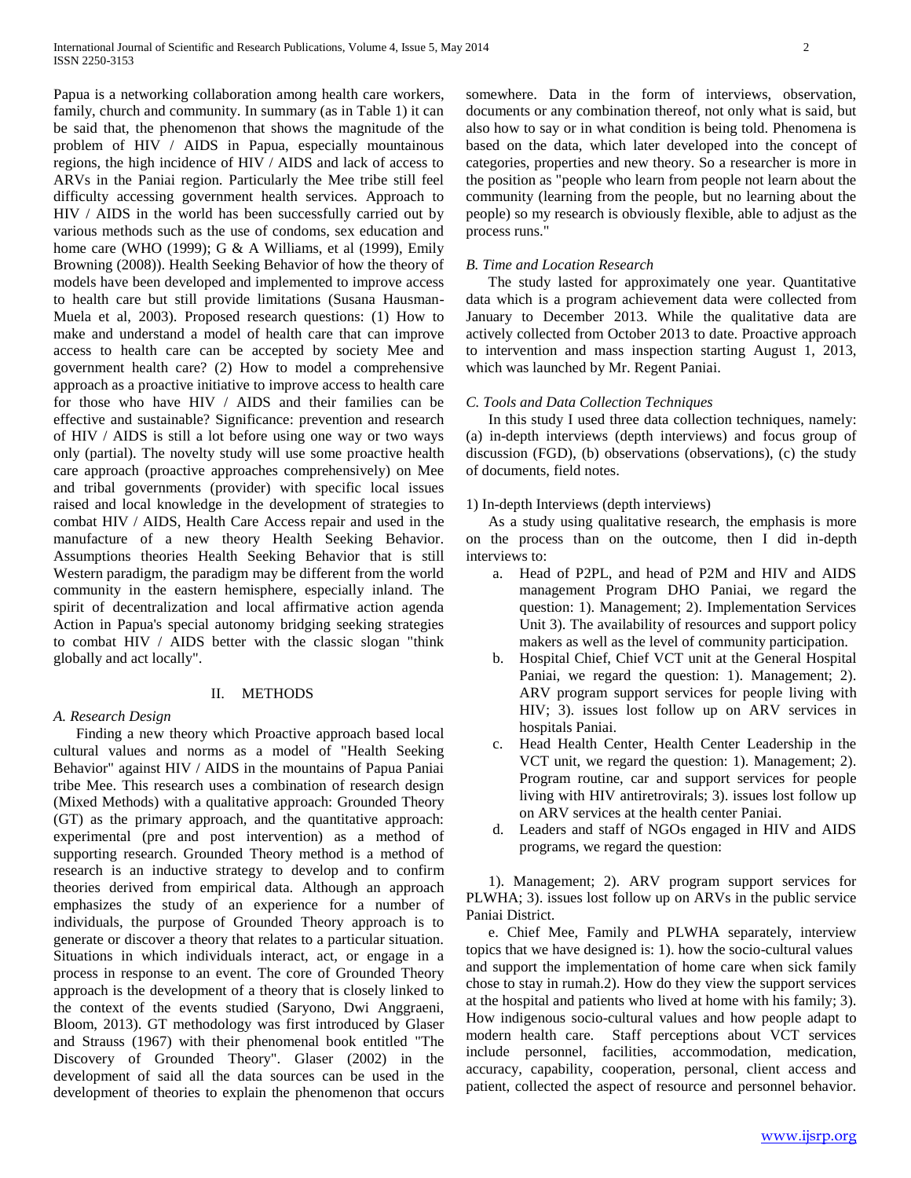Papua is a networking collaboration among health care workers, family, church and community. In summary (as in Table 1) it can be said that, the phenomenon that shows the magnitude of the problem of HIV / AIDS in Papua, especially mountainous regions, the high incidence of HIV / AIDS and lack of access to ARVs in the Paniai region. Particularly the Mee tribe still feel difficulty accessing government health services. Approach to HIV / AIDS in the world has been successfully carried out by various methods such as the use of condoms, sex education and home care (WHO (1999); G & A Williams, et al (1999), Emily Browning (2008)). Health Seeking Behavior of how the theory of models have been developed and implemented to improve access to health care but still provide limitations (Susana Hausman-Muela et al, 2003). Proposed research questions: (1) How to make and understand a model of health care that can improve access to health care can be accepted by society Mee and government health care? (2) How to model a comprehensive approach as a proactive initiative to improve access to health care for those who have HIV / AIDS and their families can be effective and sustainable? Significance: prevention and research of HIV / AIDS is still a lot before using one way or two ways only (partial). The novelty study will use some proactive health care approach (proactive approaches comprehensively) on Mee and tribal governments (provider) with specific local issues raised and local knowledge in the development of strategies to combat HIV / AIDS, Health Care Access repair and used in the manufacture of a new theory Health Seeking Behavior. Assumptions theories Health Seeking Behavior that is still Western paradigm, the paradigm may be different from the world community in the eastern hemisphere, especially inland. The spirit of decentralization and local affirmative action agenda Action in Papua's special autonomy bridging seeking strategies to combat HIV / AIDS better with the classic slogan "think globally and act locally".

## II. METHODS

### *A. Research Design*

Finding a new theory which Proactive approach based local cultural values and norms as a model of "Health Seeking Behavior" against HIV / AIDS in the mountains of Papua Paniai tribe Mee. This research uses a combination of research design (Mixed Methods) with a qualitative approach: Grounded Theory (GT) as the primary approach, and the quantitative approach: experimental (pre and post intervention) as a method of supporting research. Grounded Theory method is a method of research is an inductive strategy to develop and to confirm theories derived from empirical data. Although an approach emphasizes the study of an experience for a number of individuals, the purpose of Grounded Theory approach is to generate or discover a theory that relates to a particular situation. Situations in which individuals interact, act, or engage in a process in response to an event. The core of Grounded Theory approach is the development of a theory that is closely linked to the context of the events studied (Saryono, Dwi Anggraeni, Bloom, 2013). GT methodology was first introduced by Glaser and Strauss (1967) with their phenomenal book entitled "The Discovery of Grounded Theory". Glaser (2002) in the development of said all the data sources can be used in the development of theories to explain the phenomenon that occurs somewhere. Data in the form of interviews, observation, documents or any combination thereof, not only what is said, but also how to say or in what condition is being told. Phenomena is based on the data, which later developed into the concept of categories, properties and new theory. So a researcher is more in the position as "people who learn from people not learn about the community (learning from the people, but no learning about the people) so my research is obviously flexible, able to adjust as the process runs."

### *B. Time and Location Research*

The study lasted for approximately one year. Quantitative data which is a program achievement data were collected from January to December 2013. While the qualitative data are actively collected from October 2013 to date. Proactive approach to intervention and mass inspection starting August 1, 2013, which was launched by Mr. Regent Paniai.

### *C. Tools and Data Collection Techniques*

In this study I used three data collection techniques, namely: (a) in-depth interviews (depth interviews) and focus group of discussion (FGD), (b) observations (observations), (c) the study of documents, field notes.

1) In-depth Interviews (depth interviews)

As a study using qualitative research, the emphasis is more on the process than on the outcome, then I did in-depth interviews to:

a. Head of P2PL, and head of P2M and HIV and AIDS management Program DHO Paniai, we regard the question: 1). Management; 2). Implementation Services Unit 3). The availability of resources and support policy makers as well as the level of community participation.
b. Hospital Chief, Chief VCT unit at the General Hospital Paniai, we regard the question: 1). Management; 2). ARV program support services for people living with HIV; 3). issues lost follow up on ARV services in hospitals Paniai.
c. Head Health Center, Health Center Leadership in the VCT unit, we regard the question: 1). Management; 2). Program routine, car and support services for people living with HIV antiretrovirals; 3). issues lost follow up on ARV services at the health center Paniai.
d. Leaders and staff of NGOs engaged in HIV and AIDS programs, we regard the question:

1). Management; 2). ARV program support services for PLWHA; 3). issues lost follow up on ARVs in the public service Paniai District.

e. Chief Mee, Family and PLWHA separately, interview topics that we have designed is: 1). how the socio-cultural values and support the implementation of home care when sick family chose to stay in rumah.2). How do they view the support services at the hospital and patients who lived at home with his family; 3). How indigenous socio-cultural values and how people adapt to modern health care. Staff perceptions about VCT services include personnel, facilities, accommodation, medication, accuracy, capability, cooperation, personal, client access and patient, collected the aspect of resource and personnel behavior.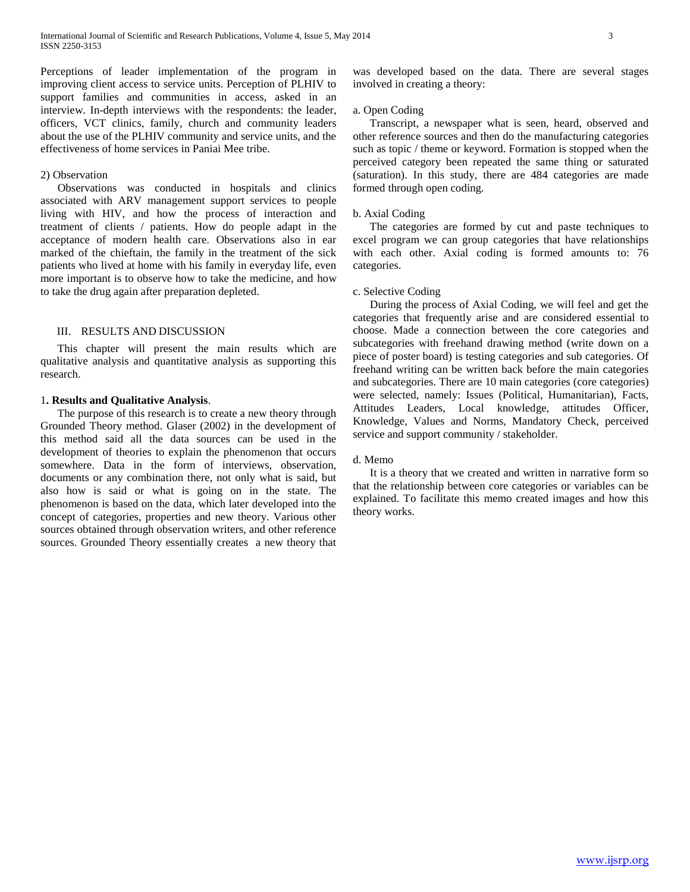Perceptions of leader implementation of the program in improving client access to service units. Perception of PLHIV to support families and communities in access, asked in an interview. In-depth interviews with the respondents: the leader, officers, VCT clinics, family, church and community leaders about the use of the PLHIV community and service units, and the effectiveness of home services in Paniai Mee tribe.

2) Observation

Observations was conducted in hospitals and clinics associated with ARV management support services to people living with HIV, and how the process of interaction and treatment of clients / patients. How do people adapt in the acceptance of modern health care. Observations also in ear marked of the chieftain, the family in the treatment of the sick patients who lived at home with his family in everyday life, even more important is to observe how to take the medicine, and how to take the drug again after preparation depleted.

## III. RESULTS AND DISCUSSION

This chapter will present the main results which are qualitative analysis and quantitative analysis as supporting this research.

### 1. **Results and Qualitative Analysis**.

The purpose of this research is to create a new theory through Grounded Theory method. Glaser (2002) in the development of this method said all the data sources can be used in the development of theories to explain the phenomenon that occurs somewhere. Data in the form of interviews, observation, documents or any combination there, not only what is said, but also how is said or what is going on in the state. The phenomenon is based on the data, which later developed into the concept of categories, properties and new theory. Various other sources obtained through observation writers, and other reference sources. Grounded Theory essentially creates a new theory that was developed based on the data. There are several stages involved in creating a theory:

a. Open Coding

Transcript, a newspaper what is seen, heard, observed and other reference sources and then do the manufacturing categories such as topic / theme or keyword. Formation is stopped when the perceived category been repeated the same thing or saturated (saturation). In this study, there are 484 categories are made formed through open coding.

b. Axial Coding

The categories are formed by cut and paste techniques to excel program we can group categories that have relationships with each other. Axial coding is formed amounts to: 76 categories.

c. Selective Coding

During the process of Axial Coding, we will feel and get the categories that frequently arise and are considered essential to choose. Made a connection between the core categories and subcategories with freehand drawing method (write down on a piece of poster board) is testing categories and sub categories. Of freehand writing can be written back before the main categories and subcategories. There are 10 main categories (core categories) were selected, namely: Issues (Political, Humanitarian), Facts, Attitudes Leaders, Local knowledge, attitudes Officer, Knowledge, Values and Norms, Mandatory Check, perceived service and support community / stakeholder.

d. Memo

It is a theory that we created and written in narrative form so that the relationship between core categories or variables can be explained. To facilitate this memo created images and how this theory works.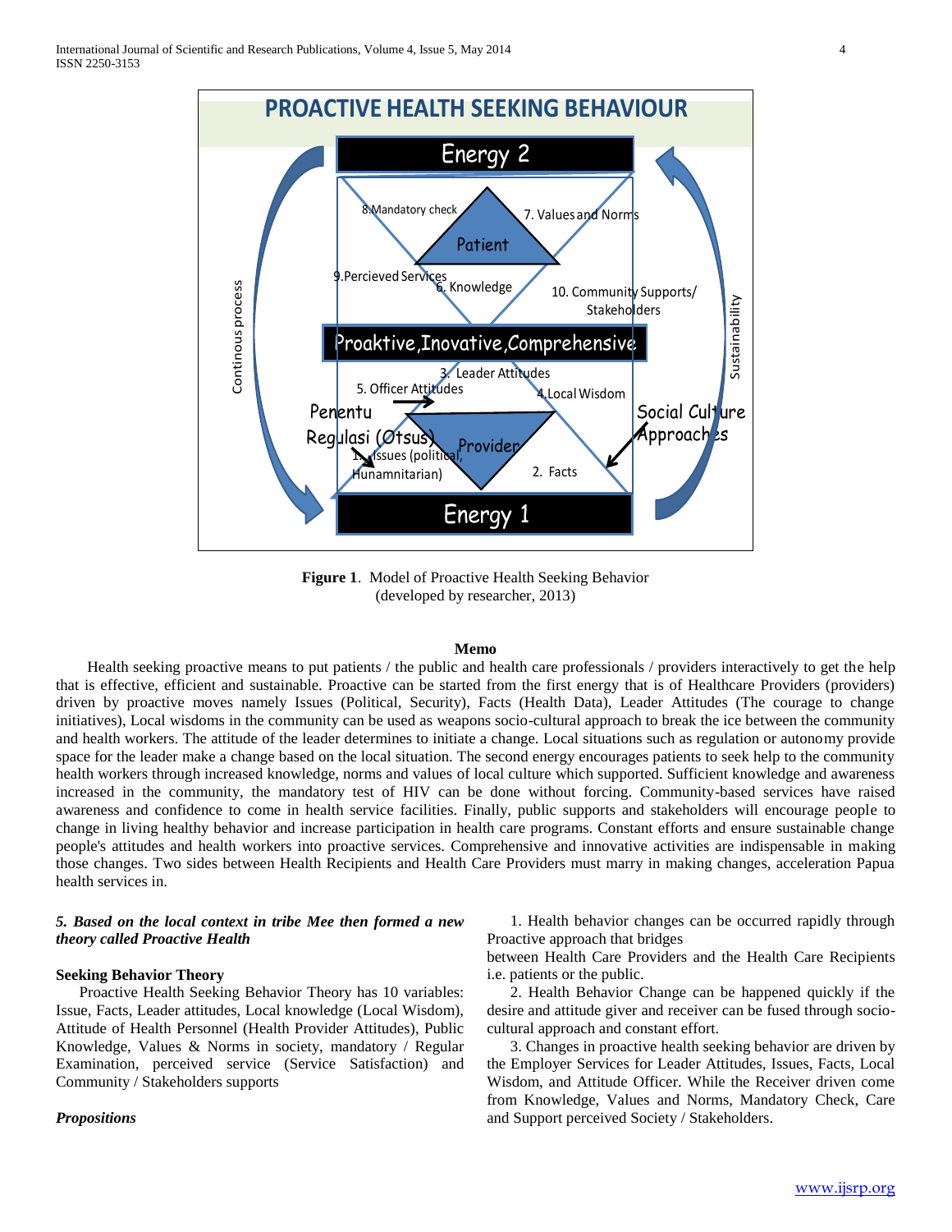**Figure 1**. Model of Proactive Health Seeking Behavior (developed by researcher, 2013)

**Memo**

Health seeking proactive means to put patients / the public and health care professionals / providers interactively to get the help that is effective, efficient and sustainable. Proactive can be started from the first energy that is of Healthcare Providers (providers) driven by proactive moves namely Issues (Political, Security), Facts (Health Data), Leader Attitudes (The courage to change initiatives), Local wisdoms in the community can be used as weapons socio-cultural approach to break the ice between the community and health workers. The attitude of the leader determines to initiate a change. Local situations such as regulation or autonomy provide space for the leader make a change based on the local situation. The second energy encourages patients to seek help to the community health workers through increased knowledge, norms and values of local culture which supported. Sufficient knowledge and awareness increased in the community, the mandatory test of HIV can be done without forcing. Community-based services have raised awareness and confidence to come in health service facilities. Finally, public supports and stakeholders will encourage people to change in living healthy behavior and increase participation in health care programs. Constant efforts and ensure sustainable change people's attitudes and health workers into proactive services. Comprehensive and innovative activities are indispensable in making those changes. Two sides between Health Recipients and Health Care Providers must marry in making changes, acceleration Papua health services in.

***5. Based on the local context in tribe Mee then formed a new theory called Proactive Health***

**Seeking Behavior Theory**

Proactive Health Seeking Behavior Theory has 10 variables: Issue, Facts, Leader attitudes, Local knowledge (Local Wisdom), Attitude of Health Personnel (Health Provider Attitudes), Public Knowledge, Values & Norms in society, mandatory / Regular Examination, perceived service (Service Satisfaction) and Community / Stakeholders supports

***Propositions***

1. Health behavior changes can be occurred rapidly through Proactive approach that bridges between Health Care Providers and the Health Care Recipients i.e. patients or the public.

2. Health Behavior Change can be happened quickly if the desire and attitude giver and receiver can be fused through socio-cultural approach and constant effort.

3. Changes in proactive health seeking behavior are driven by the Employer Services for Leader Attitudes, Issues, Facts, Local Wisdom, and Attitude Officer. While the Receiver driven come from Knowledge, Values and Norms, Mandatory Check, Care and Support perceived Society / Stakeholders.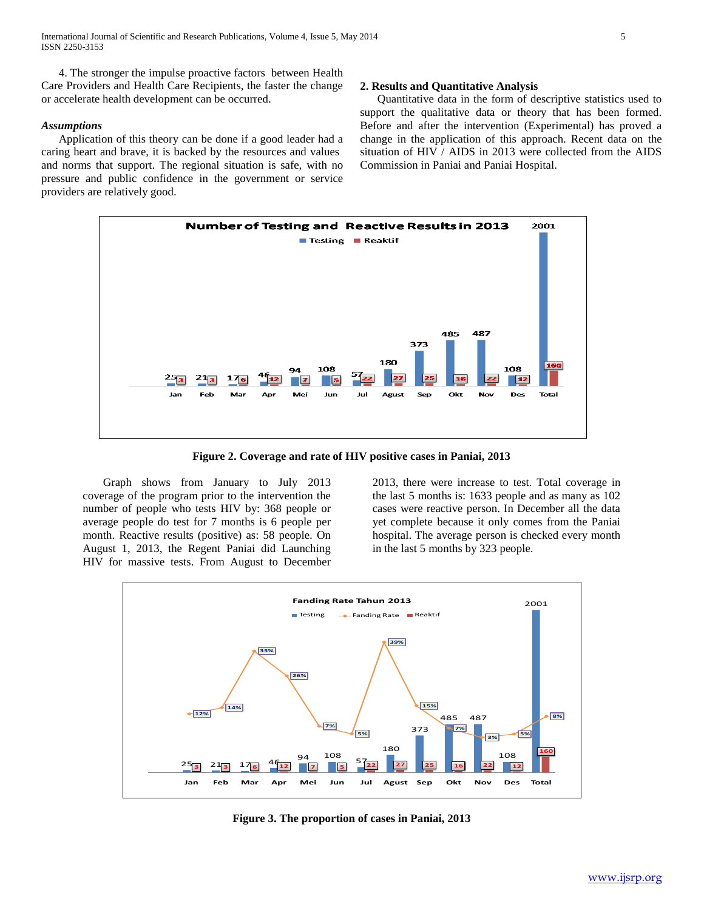4. The stronger the impulse proactive factors between Health Care Providers and Health Care Recipients, the faster the change or accelerate health development can be occurred.

***Assumptions***

Application of this theory can be done if a good leader had a caring heart and brave, it is backed by the resources and values and norms that support. The regional situation is safe, with no pressure and public confidence in the government or service providers are relatively good.

## 2. Results and Quantitative Analysis

Quantitative data in the form of descriptive statistics used to support the qualitative data or theory that has been formed. Before and after the intervention (Experimental) has proved a change in the application of this approach. Recent data on the situation of HIV / AIDS in 2013 were collected from the AIDS Commission in Paniai and Paniai Hospital.

**Figure 2. Coverage and rate of HIV positive cases in Paniai, 2013**

Graph shows from January to July 2013 coverage of the program prior to the intervention the number of people who tests HIV by: 368 people or average people do test for 7 months is 6 people per month. Reactive results (positive) as: 58 people. On August 1, 2013, the Regent Paniai did Launching HIV for massive tests. From August to December 2013, there were increase to test. Total coverage in the last 5 months is: 1633 people and as many as 102 cases were reactive person. In December all the data yet complete because it only comes from the Paniai hospital. The average person is checked every month in the last 5 months by 323 people.

**Figure 3. The proportion of cases in Paniai, 2013**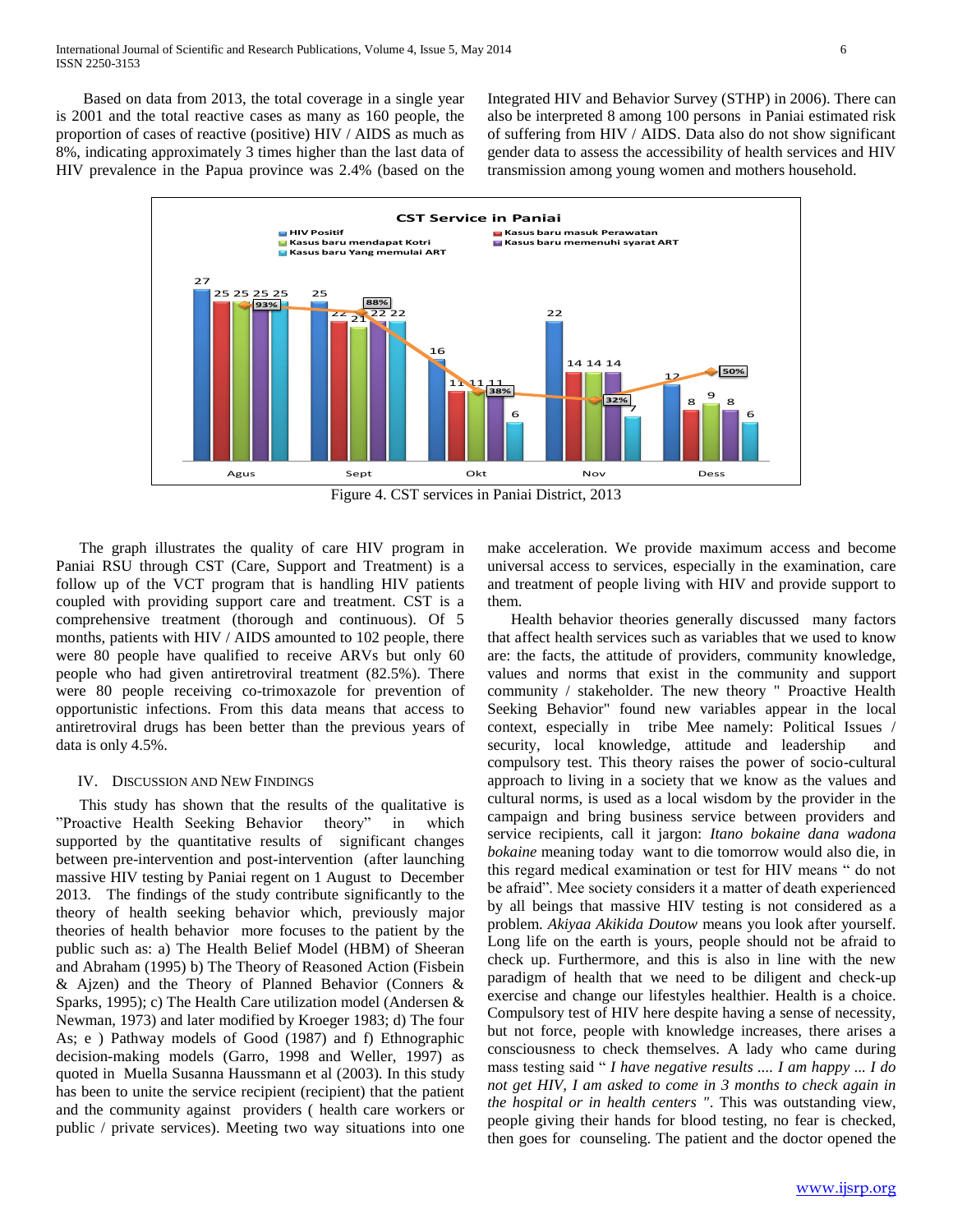Based on data from 2013, the total coverage in a single year is 2001 and the total reactive cases as many as 160 people, the proportion of cases of reactive (positive) HIV / AIDS as much as 8%, indicating approximately 3 times higher than the last data of HIV prevalence in the Papua province was 2.4% (based on the Integrated HIV and Behavior Survey (STHP) in 2006). There can also be interpreted 8 among 100 persons in Paniai estimated risk of suffering from HIV / AIDS. Data also do not show significant gender data to assess the accessibility of health services and HIV transmission among young women and mothers household.

Figure 4. CST services in Paniai District, 2013

The graph illustrates the quality of care HIV program in Paniai RSU through CST (Care, Support and Treatment) is a follow up of the VCT program that is handling HIV patients coupled with providing support care and treatment. CST is a comprehensive treatment (thorough and continuous). Of 5 months, patients with HIV / AIDS amounted to 102 people, there were 80 people have qualified to receive ARVs but only 60 people who had given antiretroviral treatment (82.5%). There were 80 people receiving co-trimoxazole for prevention of opportunistic infections. From this data means that access to antiretroviral drugs has been better than the previous years of data is only 4.5%.

## IV. Discussion and New Findings

This study has shown that the results of the qualitative is "Proactive Health Seeking Behavior theory" in which supported by the quantitative results of significant changes between pre-intervention and post-intervention (after launching massive HIV testing by Paniai regent on 1 August to December 2013. The findings of the study contribute significantly to the theory of health seeking behavior which, previously major theories of health behavior more focuses to the patient by the public such as: a) The Health Belief Model (HBM) of Sheeran and Abraham (1995) b) The Theory of Reasoned Action (Fisbein & Ajzen) and the Theory of Planned Behavior (Conners & Sparks, 1995); c) The Health Care utilization model (Andersen & Newman, 1973) and later modified by Kroeger 1983; d) The four As; e ) Pathway models of Good (1987) and f) Ethnographic decision-making models (Garro, 1998 and Weller, 1997) as quoted in Muella Susanna Haussmann et al (2003). In this study has been to unite the service recipient (recipient) that the patient and the community against providers ( health care workers or public / private services). Meeting two way situations into one make acceleration. We provide maximum access and become universal access to services, especially in the examination, care and treatment of people living with HIV and provide support to them.

Health behavior theories generally discussed many factors that affect health services such as variables that we used to know are: the facts, the attitude of providers, community knowledge, values and norms that exist in the community and support community / stakeholder. The new theory " Proactive Health Seeking Behavior" found new variables appear in the local context, especially in tribe Mee namely: Political Issues / security, local knowledge, attitude and leadership and compulsory test. This theory raises the power of socio-cultural approach to living in a society that we know as the values and cultural norms, is used as a local wisdom by the provider in the campaign and bring business service between providers and service recipients, call it jargon: *Itano bokaine dana wadona bokaine* meaning today want to die tomorrow would also die, in this regard medical examination or test for HIV means " do not be afraid". Mee society considers it a matter of death experienced by all beings that massive HIV testing is not considered as a problem. *Akiyaa Akikida Doutow* means you look after yourself. Long life on the earth is yours, people should not be afraid to check up. Furthermore, and this is also in line with the new paradigm of health that we need to be diligent and check-up exercise and change our lifestyles healthier. Health is a choice. Compulsory test of HIV here despite having a sense of necessity, but not force, people with knowledge increases, there arises a consciousness to check themselves. A lady who came during mass testing said " *I have negative results .... I am happy ... I do not get HIV, I am asked to come in 3 months to check again in the hospital or in health centers* ". This was outstanding view, people giving their hands for blood testing, no fear is checked, then goes for counseling. The patient and the doctor opened the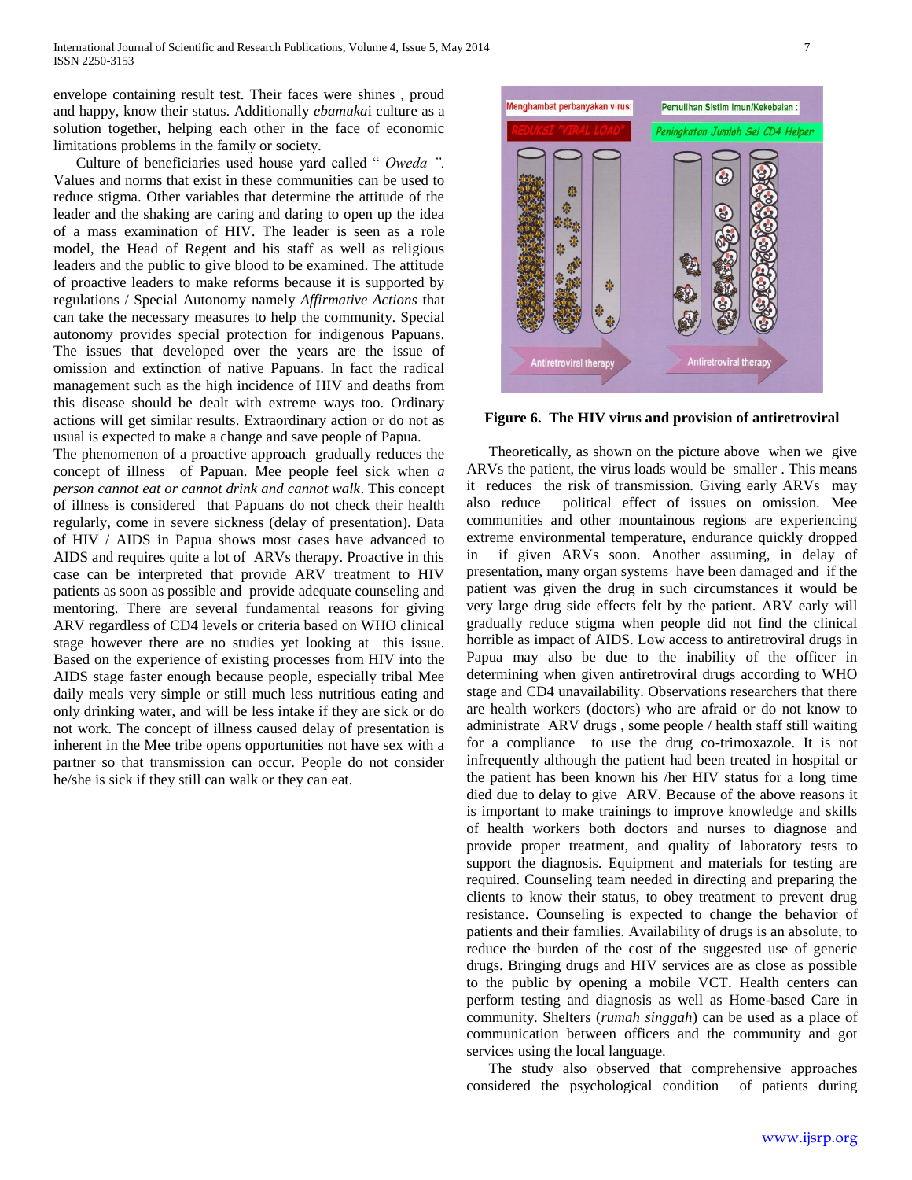envelope containing result test. Their faces were shines , proud and happy, know their status. Additionally *ebamuka*i culture as a solution together, helping each other in the face of economic limitations problems in the family or society.

Culture of beneficiaries used house yard called " *Oweda ".* Values and norms that exist in these communities can be used to reduce stigma. Other variables that determine the attitude of the leader and the shaking are caring and daring to open up the idea of a mass examination of HIV. The leader is seen as a role model, the Head of Regent and his staff as well as religious leaders and the public to give blood to be examined. The attitude of proactive leaders to make reforms because it is supported by regulations / Special Autonomy namely *Affirmative Actions* that can take the necessary measures to help the community. Special autonomy provides special protection for indigenous Papuans. The issues that developed over the years are the issue of omission and extinction of native Papuans. In fact the radical management such as the high incidence of HIV and deaths from this disease should be dealt with extreme ways too. Ordinary actions will get similar results. Extraordinary action or do not as usual is expected to make a change and save people of Papua.

The phenomenon of a proactive approach gradually reduces the concept of illness of Papuan. Mee people feel sick when *a person cannot eat or cannot drink and cannot walk*. This concept of illness is considered that Papuans do not check their health regularly, come in severe sickness (delay of presentation). Data of HIV / AIDS in Papua shows most cases have advanced to AIDS and requires quite a lot of ARVs therapy. Proactive in this case can be interpreted that provide ARV treatment to HIV patients as soon as possible and provide adequate counseling and mentoring. There are several fundamental reasons for giving ARV regardless of CD4 levels or criteria based on WHO clinical stage however there are no studies yet looking at this issue. Based on the experience of existing processes from HIV into the AIDS stage faster enough because people, especially tribal Mee daily meals very simple or still much less nutritious eating and only drinking water, and will be less intake if they are sick or do not work. The concept of illness caused delay of presentation is inherent in the Mee tribe opens opportunities not have sex with a partner so that transmission can occur. People do not consider he/she is sick if they still can walk or they can eat.

**Figure 6. The HIV virus and provision of antiretroviral**

Theoretically, as shown on the picture above when we give ARVs the patient, the virus loads would be smaller . This means it reduces the risk of transmission. Giving early ARVs may also reduce political effect of issues on omission. Mee communities and other mountainous regions are experiencing extreme environmental temperature, endurance quickly dropped in if given ARVs soon. Another assuming, in delay of presentation, many organ systems have been damaged and if the patient was given the drug in such circumstances it would be very large drug side effects felt by the patient. ARV early will gradually reduce stigma when people did not find the clinical horrible as impact of AIDS. Low access to antiretroviral drugs in Papua may also be due to the inability of the officer in determining when given antiretroviral drugs according to WHO stage and CD4 unavailability. Observations researchers that there are health workers (doctors) who are afraid or do not know to administrate ARV drugs , some people / health staff still waiting for a compliance to use the drug co-trimoxazole. It is not infrequently although the patient had been treated in hospital or the patient has been known his /her HIV status for a long time died due to delay to give ARV. Because of the above reasons it is important to make trainings to improve knowledge and skills of health workers both doctors and nurses to diagnose and provide proper treatment, and quality of laboratory tests to support the diagnosis. Equipment and materials for testing are required. Counseling team needed in directing and preparing the clients to know their status, to obey treatment to prevent drug resistance. Counseling is expected to change the behavior of patients and their families. Availability of drugs is an absolute, to reduce the burden of the cost of the suggested use of generic drugs. Bringing drugs and HIV services are as close as possible to the public by opening a mobile VCT. Health centers can perform testing and diagnosis as well as Home-based Care in community. Shelters (*rumah singgah*) can be used as a place of communication between officers and the community and got services using the local language.

The study also observed that comprehensive approaches considered the psychological condition of patients during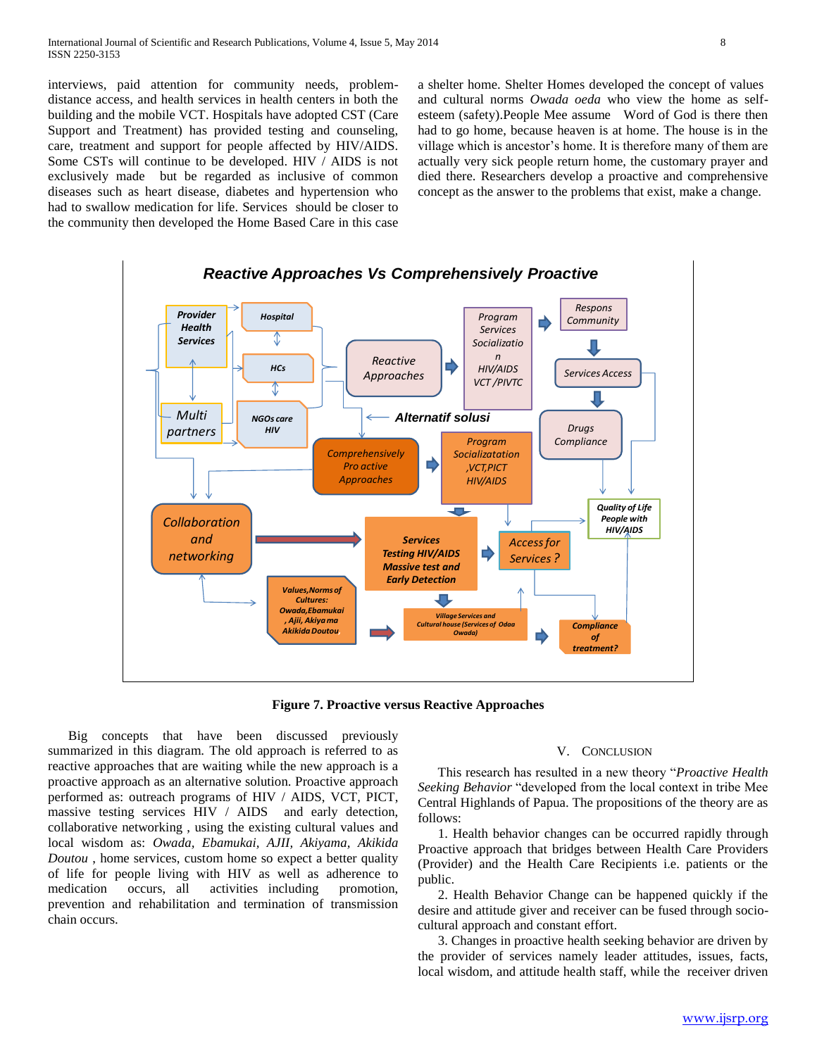interviews, paid attention for community needs, problem-distance access, and health services in health centers in both the building and the mobile VCT. Hospitals have adopted CST (Care Support and Treatment) has provided testing and counseling, care, treatment and support for people affected by HIV/AIDS. Some CSTs will continue to be developed. HIV / AIDS is not exclusively made but be regarded as inclusive of common diseases such as heart disease, diabetes and hypertension who had to swallow medication for life. Services should be closer to the community then developed the Home Based Care in this case a shelter home. Shelter Homes developed the concept of values and cultural norms *Owada oeda* who view the home as self-esteem (safety).People Mee assume Word of God is there then had to go home, because heaven is at home. The house is in the village which is ancestor's home. It is therefore many of them are actually very sick people return home, the customary prayer and died there. Researchers develop a proactive and comprehensive concept as the answer to the problems that exist, make a change.

**Figure 7. Proactive versus Reactive Approaches**

Big concepts that have been discussed previously summarized in this diagram. The old approach is referred to as reactive approaches that are waiting while the new approach is a proactive approach as an alternative solution. Proactive approach performed as: outreach programs of HIV / AIDS, VCT, PICT, massive testing services HIV / AIDS and early detection, collaborative networking , using the existing cultural values and local wisdom as: *Owada, Ebamukai, AJII, Akiyama, Akikida Doutou* , home services, custom home so expect a better quality of life for people living with HIV as well as adherence to medication occurs, all activities including promotion, prevention and rehabilitation and termination of transmission chain occurs.

## V. Conclusion

This research has resulted in a new theory "*Proactive Health Seeking Behavior* "developed from the local context in tribe Mee Central Highlands of Papua. The propositions of the theory are as follows:

1. Health behavior changes can be occurred rapidly through Proactive approach that bridges between Health Care Providers (Provider) and the Health Care Recipients i.e. patients or the public.
2. Health Behavior Change can be happened quickly if the desire and attitude giver and receiver can be fused through socio-cultural approach and constant effort.
3. Changes in proactive health seeking behavior are driven by the provider of services namely leader attitudes, issues, facts, local wisdom, and attitude health staff, while the receiver driven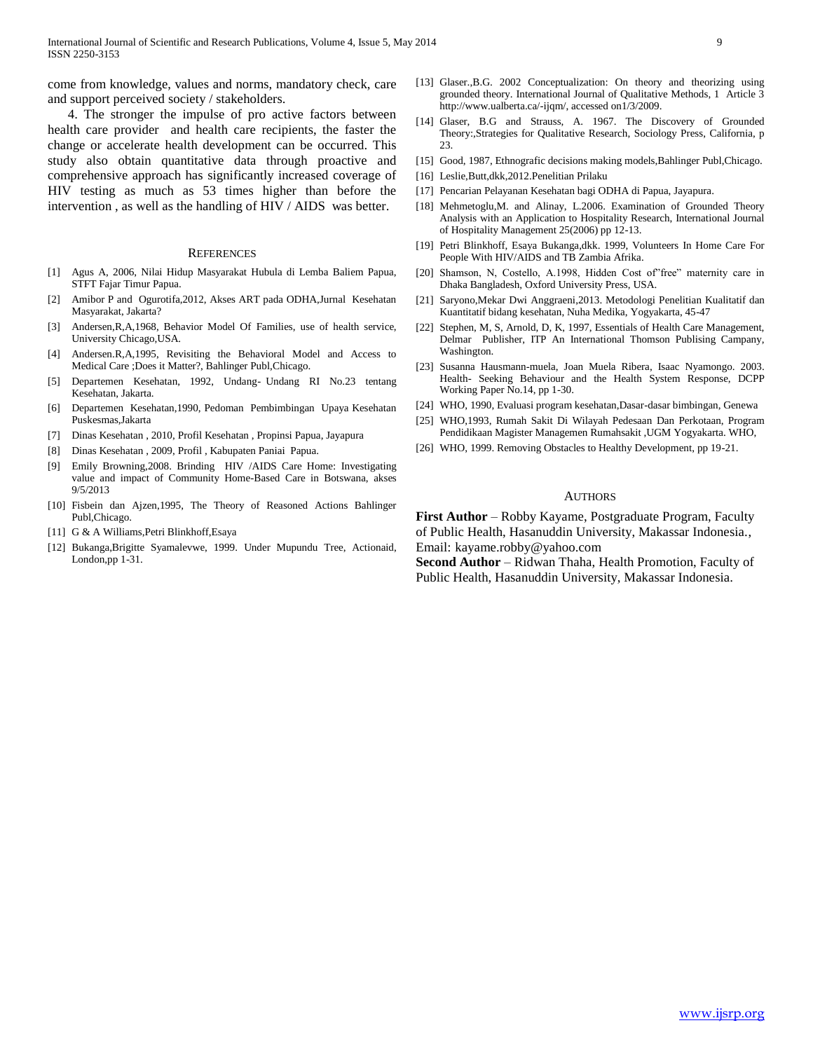come from knowledge, values and norms, mandatory check, care and support perceived society / stakeholders.

4. The stronger the impulse of pro active factors between health care provider and health care recipients, the faster the change or accelerate health development can be occurred. This study also obtain quantitative data through proactive and comprehensive approach has significantly increased coverage of HIV testing as much as 53 times higher than before the intervention , as well as the handling of HIV / AIDS was better.

## REFERENCES

[1] Agus A, 2006, Nilai Hidup Masyarakat Hubula di Lemba Baliem Papua, STFT Fajar Timur Papua.

[2] Amibor P and Ogurotifa,2012, Akses ART pada ODHA,Jurnal Kesehatan Masyarakat, Jakarta?

[3] Andersen,R,A,1968, Behavior Model Of Families, use of health service, University Chicago,USA.

[4] Andersen.R,A,1995, Revisiting the Behavioral Model and Access to Medical Care ;Does it Matter?, Bahlinger Publ,Chicago.

[5] Departemen Kesehatan, 1992, Undang- Undang RI No.23 tentang Kesehatan, Jakarta.

[6] Departemen Kesehatan,1990, Pedoman Pembimbingan Upaya Kesehatan Puskesmas,Jakarta

[7] Dinas Kesehatan , 2010, Profil Kesehatan , Propinsi Papua, Jayapura

[8] Dinas Kesehatan , 2009, Profil , Kabupaten Paniai Papua.

[9] Emily Browning,2008. Brinding HIV /AIDS Care Home: Investigating value and impact of Community Home-Based Care in Botswana, akses 9/5/2013

[10] Fisbein dan Ajzen,1995, The Theory of Reasoned Actions Bahlinger Publ,Chicago.

[11] G & A Williams,Petri Blinkhoff,Esaya

[12] Bukanga,Brigitte Syamalevwe, 1999. Under Mupundu Tree, Actionaid, London,pp 1-31.

[13] Glaser.,B.G. 2002 Conceptualization: On theory and theorizing using grounded theory. International Journal of Qualitative Methods, 1 Article 3 http://www.ualberta.ca/-ijqm/, accessed on1/3/2009.

[14] Glaser, B.G and Strauss, A. 1967. The Discovery of Grounded Theory:,Strategies for Qualitative Research, Sociology Press, California, p 23.

[15] Good, 1987, Ethnografic decisions making models,Bahlinger Publ,Chicago.

[16] Leslie,Butt,dkk,2012.Penelitian Prilaku

[17] Pencarian Pelayanan Kesehatan bagi ODHA di Papua, Jayapura.

[18] Mehmetoglu,M. and Alinay, L.2006. Examination of Grounded Theory Analysis with an Application to Hospitality Research, International Journal of Hospitality Management 25(2006) pp 12-13.

[19] Petri Blinkhoff, Esaya Bukanga,dkk. 1999, Volunteers In Home Care For People With HIV/AIDS and TB Zambia Afrika.

[20] Shamson, N, Costello, A.1998, Hidden Cost of"free" maternity care in Dhaka Bangladesh, Oxford University Press, USA.

[21] Saryono,Mekar Dwi Anggraeni,2013. Metodologi Penelitian Kualitatif dan Kuantitatif bidang kesehatan, Nuha Medika, Yogyakarta, 45-47

[22] Stephen, M, S, Arnold, D, K, 1997, Essentials of Health Care Management, Delmar Publisher, ITP An International Thomson Publising Campany, Washington.

[23] Susanna Hausmann-muela, Joan Muela Ribera, Isaac Nyamongo. 2003. Health- Seeking Behaviour and the Health System Response, DCPP Working Paper No.14, pp 1-30.

[24] WHO, 1990, Evaluasi program kesehatan,Dasar-dasar bimbingan, Genewa

[25] WHO,1993, Rumah Sakit Di Wilayah Pedesaan Dan Perkotaan, Program Pendidikaan Magister Managemen Rumahsakit ,UGM Yogyakarta. WHO,

[26] WHO, 1999. Removing Obstacles to Healthy Development, pp 19-21.

## AUTHORS

**First Author** – Robby Kayame, Postgraduate Program, Faculty of Public Health, Hasanuddin University, Makassar Indonesia., Email: kayame.robby@yahoo.com

**Second Author** – Ridwan Thaha, Health Promotion, Faculty of Public Health, Hasanuddin University, Makassar Indonesia.